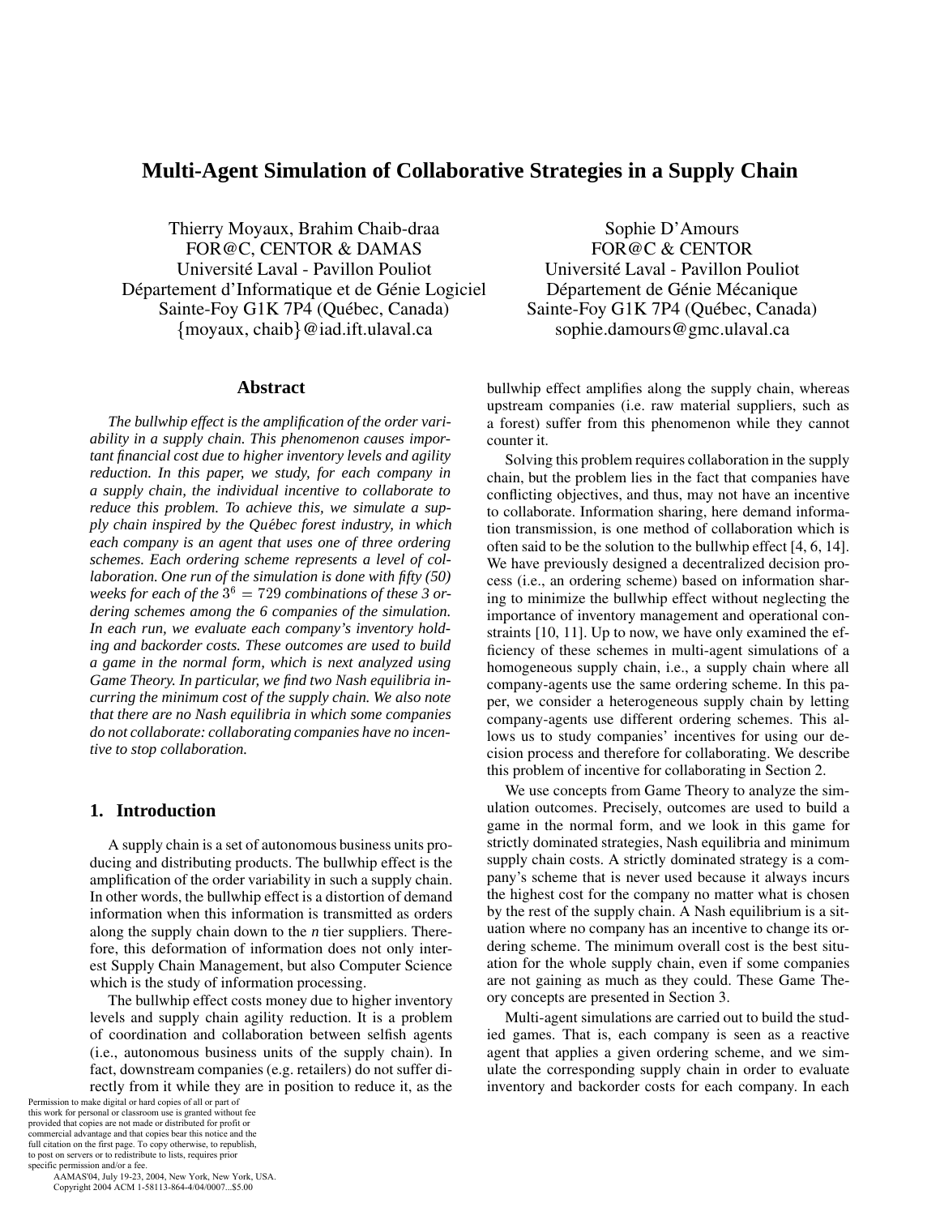# Multi-Agent Simulation of Collaborative Strategies in a Supply Chain

Thierry Moyaux, Brahim Chaib-draa
FOR@C, CENTOR & DAMAS
Université Laval - Pavillon Pouliot
Département d'Informatique et de Génie Logiciel
Sainte-Foy G1K 7P4 (Québec, Canada)
{moyaux, chaib}@iad.ift.ulaval.ca

Sophie D'Amours
FOR@C & CENTOR
Université Laval - Pavillon Pouliot
Département de Génie Mécanique
Sainte-Foy G1K 7P4 (Québec, Canada)
sophie.damours@gmc.ulaval.ca

## Abstract

*The bullwhip effect is the amplification of the order variability in a supply chain. This phenomenon causes important financial cost due to higher inventory levels and agility reduction. In this paper, we study, for each company in a supply chain, the individual incentive to collaborate to reduce this problem. To achieve this, we simulate a supply chain inspired by the Québec forest industry, in which each company is an agent that uses one of three ordering schemes. Each ordering scheme represents a level of collaboration. One run of the simulation is done with fifty (50) weeks for each of the $3^6 = 729$ combinations of these 3 ordering schemes among the 6 companies of the simulation. In each run, we evaluate each company's inventory holding and backorder costs. These outcomes are used to build a game in the normal form, which is next analyzed using Game Theory. In particular, we find two Nash equilibria incurring the minimum cost of the supply chain. We also note that there are no Nash equilibria in which some companies do not collaborate: collaborating companies have no incentive to stop collaboration.*

## 1. Introduction

A supply chain is a set of autonomous business units producing and distributing products. The bullwhip effect is the amplification of the order variability in such a supply chain. In other words, the bullwhip effect is a distortion of demand information when this information is transmitted as orders along the supply chain down to the *n* tier suppliers. Therefore, this deformation of information does not only interest Supply Chain Management, but also Computer Science which is the study of information processing.

The bullwhip effect costs money due to higher inventory levels and supply chain agility reduction. It is a problem of coordination and collaboration between selfish agents (i.e., autonomous business units of the supply chain). In fact, downstream companies (e.g. retailers) do not suffer directly from it while they are in position to reduce it, as the bullwhip effect amplifies along the supply chain, whereas upstream companies (i.e. raw material suppliers, such as a forest) suffer from this phenomenon while they cannot counter it.

Solving this problem requires collaboration in the supply chain, but the problem lies in the fact that companies have conflicting objectives, and thus, may not have an incentive to collaborate. Information sharing, here demand information transmission, is one method of collaboration which is often said to be the solution to the bullwhip effect [4, 6, 14]. We have previously designed a decentralized decision process (i.e., an ordering scheme) based on information sharing to minimize the bullwhip effect without neglecting the importance of inventory management and operational constraints [10, 11]. Up to now, we have only examined the efficiency of these schemes in multi-agent simulations of a homogeneous supply chain, i.e., a supply chain where all company-agents use the same ordering scheme. In this paper, we consider a heterogeneous supply chain by letting company-agents use different ordering schemes. This allows us to study companies' incentives for using our decision process and therefore for collaborating. We describe this problem of incentive for collaborating in Section 2.

We use concepts from Game Theory to analyze the simulation outcomes. Precisely, outcomes are used to build a game in the normal form, and we look in this game for strictly dominated strategies, Nash equilibria and minimum supply chain costs. A strictly dominated strategy is a company's scheme that is never used because it always incurs the highest cost for the company no matter what is chosen by the rest of the supply chain. A Nash equilibrium is a situation where no company has an incentive to change its ordering scheme. The minimum overall cost is the best situation for the whole supply chain, even if some companies are not gaining as much as they could. These Game Theory concepts are presented in Section 3.

Multi-agent simulations are carried out to build the studied games. That is, each company is seen as a reactive agent that applies a given ordering scheme, and we simulate the corresponding supply chain in order to evaluate inventory and backorder costs for each company. In each

Permission to make digital or hard copies of all or part of this work for personal or classroom use is granted without fee provided that copies are not made or distributed for profit or commercial advantage and that copies bear this notice and the full citation on the first page. To copy otherwise, to republish, to post on servers or to redistribute to lists, requires prior specific permission and/or a fee.
AAMAS'04, July 19-23, 2004, New York, New York, USA.
Copyright 2004 ACM 1-58113-864-4/04/0007...$5.00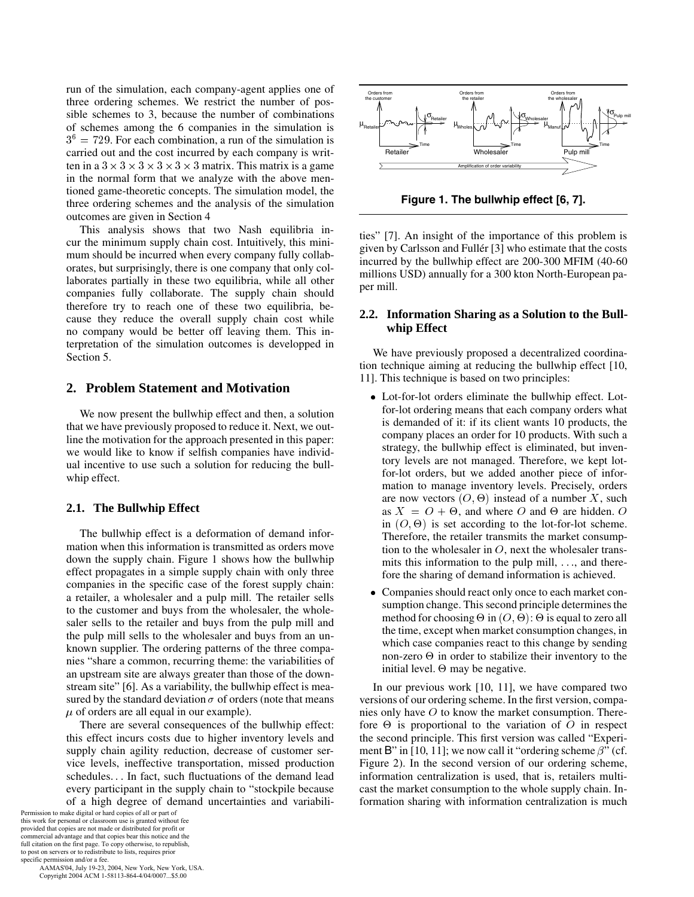run of the simulation, each company-agent applies one of three ordering schemes. We restrict the number of possible schemes to 3, because the number of combinations of schemes among the 6 companies in the simulation is $3^6 = 729$. For each combination, a run of the simulation is carried out and the cost incurred by each company is written in a $3 \times 3 \times 3 \times 3 \times 3 \times 3$ matrix. This matrix is a game in the normal form that we analyze with the above mentioned game-theoretic concepts. The simulation model, the three ordering schemes and the analysis of the simulation outcomes are given in Section 4

This analysis shows that two Nash equilibria incur the minimum supply chain cost. Intuitively, this minimum should be incurred when every company fully collaborates, but surprisingly, there is one company that only collaborates partially in these two equilibria, while all other companies fully collaborate. The supply chain should therefore try to reach one of these two equilibria, because they reduce the overall supply chain cost while no company would be better off leaving them. This interpretation of the simulation outcomes is developped in Section 5.

## 2. Problem Statement and Motivation

We now present the bullwhip effect and then, a solution that we have previously proposed to reduce it. Next, we outline the motivation for the approach presented in this paper: we would like to know if selfish companies have individual incentive to use such a solution for reducing the bullwhip effect.

### 2.1. The Bullwhip Effect

The bullwhip effect is a deformation of demand information when this information is transmitted as orders move down the supply chain. Figure 1 shows how the bullwhip effect propagates in a simple supply chain with only three companies in the specific case of the forest supply chain: a retailer, a wholesaler and a pulp mill. The retailer sells to the customer and buys from the wholesaler, the wholesaler sells to the retailer and buys from the pulp mill and the pulp mill sells to the wholesaler and buys from an unknown supplier. The ordering patterns of the three companies "share a common, recurring theme: the variabilities of an upstream site are always greater than those of the downstream site" [6]. As a variability, the bullwhip effect is measured by the standard deviation $\sigma$ of orders (note that means $\mu$ of orders are all equal in our example).

There are several consequences of the bullwhip effect: this effect incurs costs due to higher inventory levels and supply chain agility reduction, decrease of customer service levels, ineffective transportation, missed production schedules... In fact, such fluctuations of the demand lead every participant in the supply chain to "stockpile because of a high degree of demand uncertainties and variabilities" [7]. An insight of the importance of this problem is given by Carlsson and Fullér [3] who estimate that the costs incurred by the bullwhip effect are 200-300 MFIM (40-60 millions USD) annually for a 300 kton North-European paper mill.

Permission to make digital or hard copies of all or part of this work for personal or classroom use is granted without fee provided that copies are not made or distributed for profit or commercial advantage and that copies bear this notice and the full citation on the first page. To copy otherwise, to republish, to post on servers or to redistribute to lists, requires prior specific permission and/or a fee.
AAMAS'04, July 19-23, 2004, New York, New York, USA.
Copyright 2004 ACM 1-58113-864-4/04/0007...$5.00

Orders from the customer — Orders from the retailer — Orders from the wholesaler
$\mu_{Retailer}$, $\sigma_{Retailer}$ — $\mu_{Wholesaler}$, $\sigma_{Wholesaler}$ — $\mu_{Manuf.}$, $\sigma_{Pulp\ mill}$
Retailer — Wholesaler — Pulp mill
Amplification of order variability

**Figure 1. The bullwhip effect [6, 7].**

### 2.2. Information Sharing as a Solution to the Bullwhip Effect

We have previously proposed a decentralized coordination technique aiming at reducing the bullwhip effect [10, 11]. This technique is based on two principles:

- Lot-for-lot orders eliminate the bullwhip effect. Lot-for-lot ordering means that each company orders what is demanded of it: if its client wants 10 products, the company places an order for 10 products. With such a strategy, the bullwhip effect is eliminated, but inventory levels are not managed. Therefore, we kept lot-for-lot orders, but we added another piece of information to manage inventory levels. Precisely, orders are now vectors $(O, \Theta)$ instead of a number $X$, such as $X = O + \Theta$, and where $O$ and $\Theta$ are hidden. $O$ in $(O, \Theta)$ is set according to the lot-for-lot scheme. Therefore, the retailer transmits the market consumption to the wholesaler in $O$, next the wholesaler transmits this information to the pulp mill, ..., and therefore the sharing of demand information is achieved.
- Companies should react only once to each market consumption change. This second principle determines the method for choosing $\Theta$ in $(O, \Theta)$: $\Theta$ is equal to zero all the time, except when market consumption changes, in which case companies react to this change by sending non-zero $\Theta$ in order to stabilize their inventory to the initial level. $\Theta$ may be negative.

In our previous work [10, 11], we have compared two versions of our ordering scheme. In the first version, companies only have $O$ to know the market consumption. Therefore $\Theta$ is proportional to the variation of $O$ in respect the second principle. This first version was called "Experiment B" in [10, 11]; we now call it "ordering scheme $\beta$" (cf. Figure 2). In the second version of our ordering scheme, information centralization is used, that is, retailers multicast the market consumption to the whole supply chain. Information sharing with information centralization is much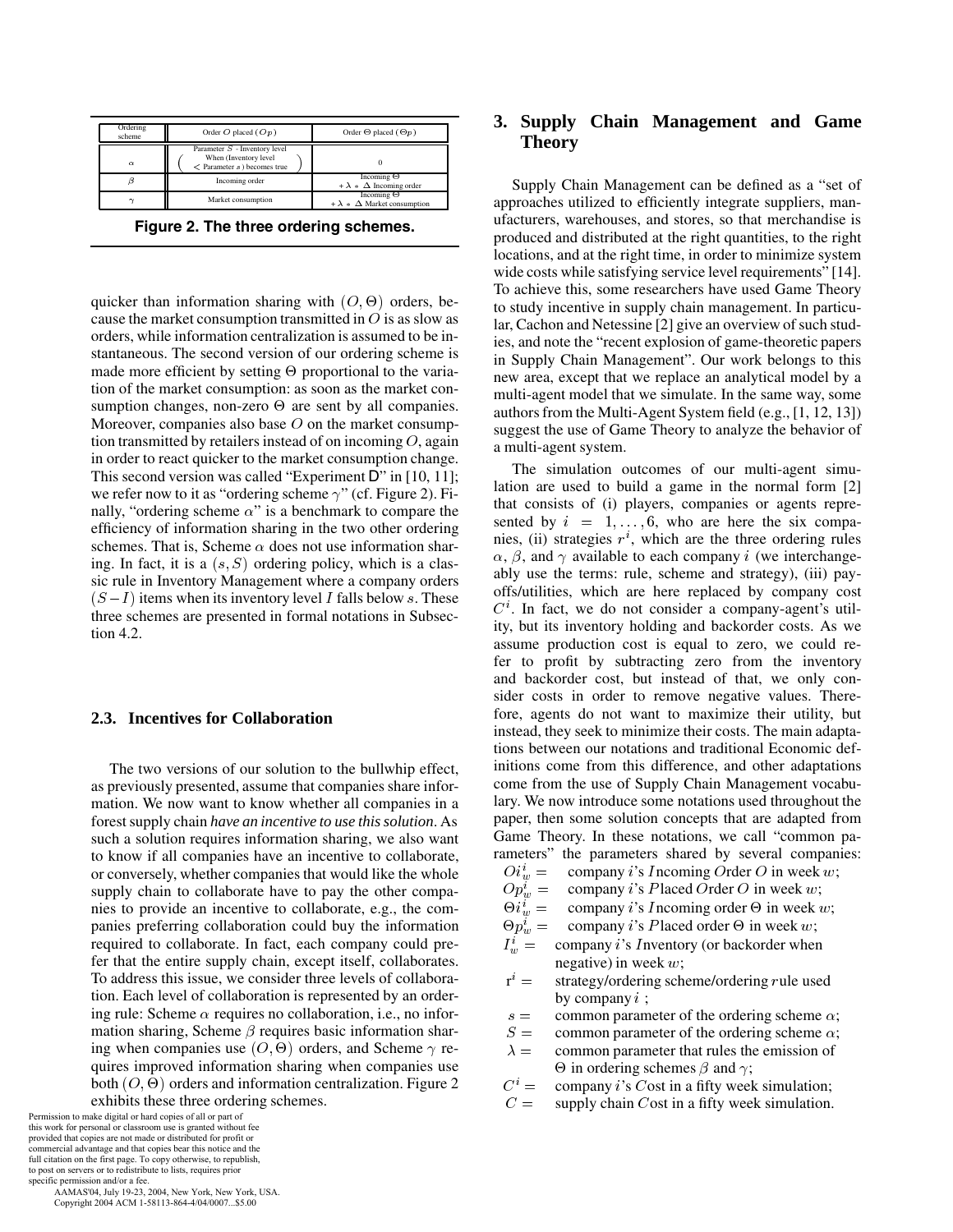| Ordering scheme | Order $O$ placed ($Op$) | Order $\Theta$ placed ($\Theta p$) |
|---|---|---|
| $\alpha$ | Parameter $S$ - Inventory level When (Inventory level $<$ Parameter $s$) becomes true | 0 |
| $\beta$ | Incoming order | Incoming $\Theta$ $+ \lambda * \Delta$ Incoming order |
| $\gamma$ | Market consumption | Incoming $\Theta$ $+ \lambda * \Delta$ Market consumption |

**Figure 2. The three ordering schemes.**

quicker than information sharing with $(O, \Theta)$ orders, because the market consumption transmitted in $O$ is as slow as orders, while information centralization is assumed to be instantaneous. The second version of our ordering scheme is made more efficient by setting $\Theta$ proportional to the variation of the market consumption: as soon as the market consumption changes, non-zero $\Theta$ are sent by all companies. Moreover, companies also base $O$ on the market consumption transmitted by retailers instead of on incoming $O$, again in order to react quicker to the market consumption change. This second version was called "Experiment D" in [10, 11]; we refer now to it as "ordering scheme $\gamma$" (cf. Figure 2). Finally, "ordering scheme $\alpha$" is a benchmark to compare the efficiency of information sharing in the two other ordering schemes. That is, Scheme $\alpha$ does not use information sharing. In fact, it is a $(s, S)$ ordering policy, which is a classic rule in Inventory Management where a company orders $(S - I)$ items when its inventory level $I$ falls below $s$. These three schemes are presented in formal notations in Subsection 4.2.

### 2.3. Incentives for Collaboration

The two versions of our solution to the bullwhip effect, as previously presented, assume that companies share information. We now want to know whether all companies in a forest supply chain *have an incentive to use this solution*. As such a solution requires information sharing, we also want to know if all companies have an incentive to collaborate, or conversely, whether companies that would like the whole supply chain to collaborate have to pay the other companies to provide an incentive to collaborate, e.g., the companies preferring collaboration could buy the information required to collaborate. In fact, each company could prefer that the entire supply chain, except itself, collaborates. To address this issue, we consider three levels of collaboration. Each level of collaboration is represented by an ordering rule: Scheme $\alpha$ requires no collaboration, i.e., no information sharing, Scheme $\beta$ requires basic information sharing when companies use $(O, \Theta)$ orders, and Scheme $\gamma$ requires improved information sharing when companies use both $(O, \Theta)$ orders and information centralization. Figure 2 exhibits these three ordering schemes.

Permission to make digital or hard copies of all or part of this work for personal or classroom use is granted without fee provided that copies are not made or distributed for profit or commercial advantage and that copies bear this notice and the full citation on the first page. To copy otherwise, to republish, to post on servers or to redistribute to lists, requires prior specific permission and/or a fee.
AAMAS'04, July 19-23, 2004, New York, New York, USA.
Copyright 2004 ACM 1-58113-864-4/04/0007...$5.00

## 3. Supply Chain Management and Game Theory

Supply Chain Management can be defined as a "set of approaches utilized to efficiently integrate suppliers, manufacturers, warehouses, and stores, so that merchandise is produced and distributed at the right quantities, to the right locations, and at the right time, in order to minimize system wide costs while satisfying service level requirements" [14]. To achieve this, some researchers have used Game Theory to study incentive in supply chain management. In particular, Cachon and Netessine [2] give an overview of such studies, and note the "recent explosion of game-theoretic papers in Supply Chain Management". Our work belongs to this new area, except that we replace an analytical model by a multi-agent model that we simulate. In the same way, some authors from the Multi-Agent System field (e.g., [1, 12, 13]) suggest the use of Game Theory to analyze the behavior of a multi-agent system.

The simulation outcomes of our multi-agent simulation are used to build a game in the normal form [2] that consists of (i) players, companies or agents represented by $i = 1, \ldots, 6$, who are here the six companies, (ii) strategies $r^i$, which are the three ordering rules $\alpha$, $\beta$, and $\gamma$ available to each company $i$ (we interchangeably use the terms: rule, scheme and strategy), (iii) payoffs/utilities, which are here replaced by company cost $C^i$. In fact, we do not consider a company-agent's utility, but its inventory holding and backorder costs. As we assume production cost is equal to zero, we could refer to profit by subtracting zero from the inventory and backorder cost, but instead of that, we only consider costs in order to remove negative values. Therefore, agents do not want to maximize their utility, but instead, they seek to minimize their costs. The main adaptations between our notations and traditional Economic definitions come from this difference, and other adaptations come from the use of Supply Chain Management vocabulary. We now introduce some notations used throughout the paper, then some solution concepts that are adapted from Game Theory. In these notations, we call "common parameters" the parameters shared by several companies:

- $Oi^i_w =$ company $i$'s $I$ncoming $O$rder $O$ in week $w$;
- $Op^i_w =$ company $i$'s $P$laced $O$rder $O$ in week $w$;
- $\Theta i^i_w =$ company $i$'s $I$ncoming order $\Theta$ in week $w$;
- $\Theta p^i_w =$ company $i$'s $P$laced order $\Theta$ in week $w$;
- $I^i_w =$ company $i$'s $I$nventory (or backorder when negative) in week $w$;
- $r^i =$ strategy/ordering scheme/ordering $r$ule used by company $i$ ;
- $s =$ common parameter of the ordering scheme $\alpha$;
- $S =$ common parameter of the ordering scheme $\alpha$;
- $\lambda =$ common parameter that rules the emission of $\Theta$ in ordering schemes $\beta$ and $\gamma$;
- $C^i =$ company $i$'s $C$ost in a fifty week simulation;
- $C =$ supply chain $C$ost in a fifty week simulation.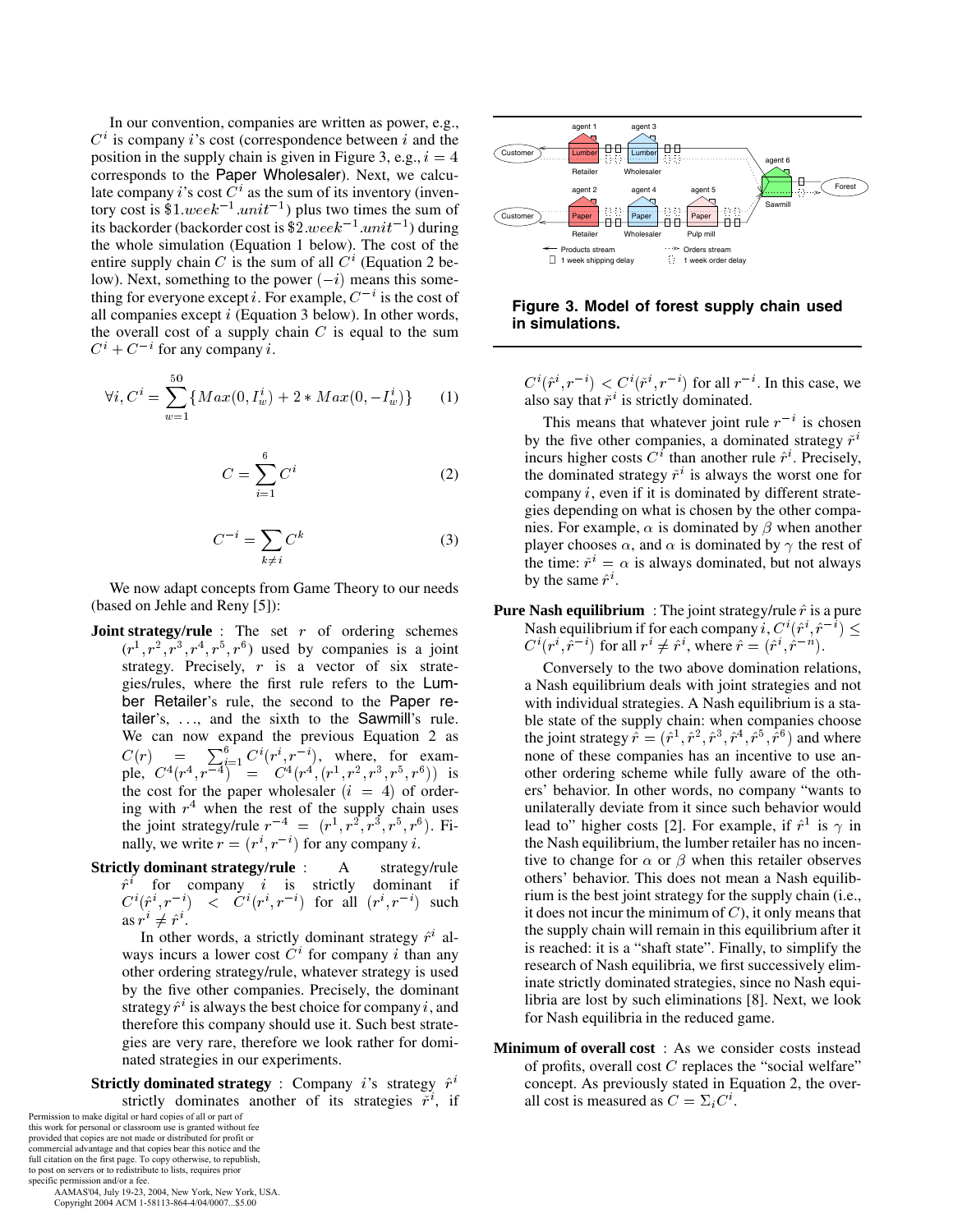In our convention, companies are written as power, e.g., $C^i$ is company $i$'s cost (correspondence between $i$ and the position in the supply chain is given in Figure 3, e.g., $i = 4$ corresponds to the Paper Wholesaler). Next, we calculate company $i$'s cost $C^i$ as the sum of its inventory (inventory cost is $\$1.week^{-1}.unit^{-1}$) plus two times the sum of its backorder (backorder cost is $\$2.week^{-1}.unit^{-1}$) during the whole simulation (Equation 1 below). The cost of the entire supply chain $C$ is the sum of all $C^i$ (Equation 2 below). Next, something to the power $(-i)$ means this something for everyone except $i$. For example, $C^{-i}$ is the cost of all companies except $i$ (Equation 3 below). In other words, the overall cost of a supply chain $C$ is equal to the sum $C^i + C^{-i}$ for any company $i$.

$$\forall i, C^i = \sum_{w=1}^{50} \{Max(0, I_w^i) + 2 * Max(0, -I_w^i)\} \quad (1)$$

$$C = \sum_{i=1}^{6} C^i \quad (2)$$

$$C^{-i} = \sum_{k \neq i} C^k \quad (3)$$

We now adapt concepts from Game Theory to our needs (based on Jehle and Reny [5]):

**Joint strategy/rule** : The set $r$ of ordering schemes $(r^1, r^2, r^3, r^4, r^5, r^6)$ used by companies is a joint strategy. Precisely, $r$ is a vector of six strategies/rules, where the first rule refers to the Lumber Retailer's rule, the second to the Paper retailer's, ..., and the sixth to the Sawmill's rule. We can now expand the previous Equation 2 as $C(r) = \sum_{i=1}^{6} C^i(r^i, r^{-i})$, where, for example, $C^4(r^4, r^{-4}) = C^4(r^4, (r^1, r^2, r^3, r^5, r^6))$ is the cost for the paper wholesaler $(i = 4)$ of ordering with $r^4$ when the rest of the supply chain uses the joint strategy/rule $r^{-4} = (r^1, r^2, r^3, r^5, r^6)$. Finally, we write $r = (r^i, r^{-i})$ for any company $i$.

**Strictly dominant strategy/rule** : A strategy/rule $\hat{r}^i$ for company $i$ is strictly dominant if $C^i(\hat{r}^i, r^{-i}) < C^i(r^i, r^{-i})$ for all $(r^i, r^{-i})$ such as $r^i \neq \hat{r}^i$.

In other words, a strictly dominant strategy $\hat{r}^i$ always incurs a lower cost $C^i$ for company $i$ than any other ordering strategy/rule, whatever strategy is used by the five other companies. Precisely, the dominant strategy $\hat{r}^i$ is always the best choice for company $i$, and therefore this company should use it. Such best strategies are very rare, therefore we look rather for dominated strategies in our experiments.

**Strictly dominated strategy** : Company $i$'s strategy $\hat{r}^i$ strictly dominates another of its strategies $\check{r}^i$, if $C^i(\hat{r}^i, r^{-i}) < C^i(\check{r}^i, r^{-i})$ for all $r^{-i}$. In this case, we also say that $\check{r}^i$ is strictly dominated.

This means that whatever joint rule $r^{-i}$ is chosen by the five other companies, a dominated strategy $\check{r}^i$ incurs higher costs $C^i$ than another rule $\hat{r}^i$. Precisely, the dominated strategy $\check{r}^i$ is always the worst one for company $i$, even if it is dominated by different strategies depending on what is chosen by the other companies. For example, $\alpha$ is dominated by $\beta$ when another player chooses $\alpha$, and $\alpha$ is dominated by $\gamma$ the rest of the time: $\check{r}^i = \alpha$ is always dominated, but not always by the same $\hat{r}^i$.

**Pure Nash equilibrium** : The joint strategy/rule $\hat{r}$ is a pure Nash equilibrium if for each company $i$, $C^i(\hat{r}^i, \hat{r}^{-i}) \leq C^i(r^i, \hat{r}^{-i})$ for all $r^i \neq \hat{r}^i$, where $\hat{r} = (\hat{r}^i, \hat{r}^{-n})$.

Conversely to the two above domination relations, a Nash equilibrium deals with joint strategies and not with individual strategies. A Nash equilibrium is a stable state of the supply chain: when companies choose the joint strategy $\hat{r} = (\hat{r}^1, \hat{r}^2, \hat{r}^3, \hat{r}^4, \hat{r}^5, \hat{r}^6)$ and where none of these companies has an incentive to use another ordering scheme while fully aware of the others' behavior. In other words, no company "wants to unilaterally deviate from it since such behavior would lead to" higher costs [2]. For example, if $\hat{r}^1$ is $\gamma$ in the Nash equilibrium, the lumber retailer has no incentive to change for $\alpha$ or $\beta$ when this retailer observes others' behavior. This does not mean a Nash equilibrium is the best joint strategy for the supply chain (i.e., it does not incur the minimum of $C$), it only means that the supply chain will remain in this equilibrium after it is reached: it is a "shaft state". Finally, to simplify the research of Nash equilibria, we first successively eliminate strictly dominated strategies, since no Nash equilibria are lost by such eliminations [8]. Next, we look for Nash equilibria in the reduced game.

**Minimum of overall cost** : As we consider costs instead of profits, overall cost $C$ replaces the "social welfare" concept. As previously stated in Equation 2, the overall cost is measured as $C = \Sigma_i C^i$.

**Figure 3. Model of forest supply chain used in simulations.**

Permission to make digital or hard copies of all or part of this work for personal or classroom use is granted without fee provided that copies are not made or distributed for profit or commercial advantage and that copies bear this notice and the full citation on the first page. To copy otherwise, to republish, to post on servers or to redistribute to lists, requires prior specific permission and/or a fee.
AAMAS'04, July 19-23, 2004, New York, New York, USA.
Copyright 2004 ACM 1-58113-864-4/04/0007...$5.00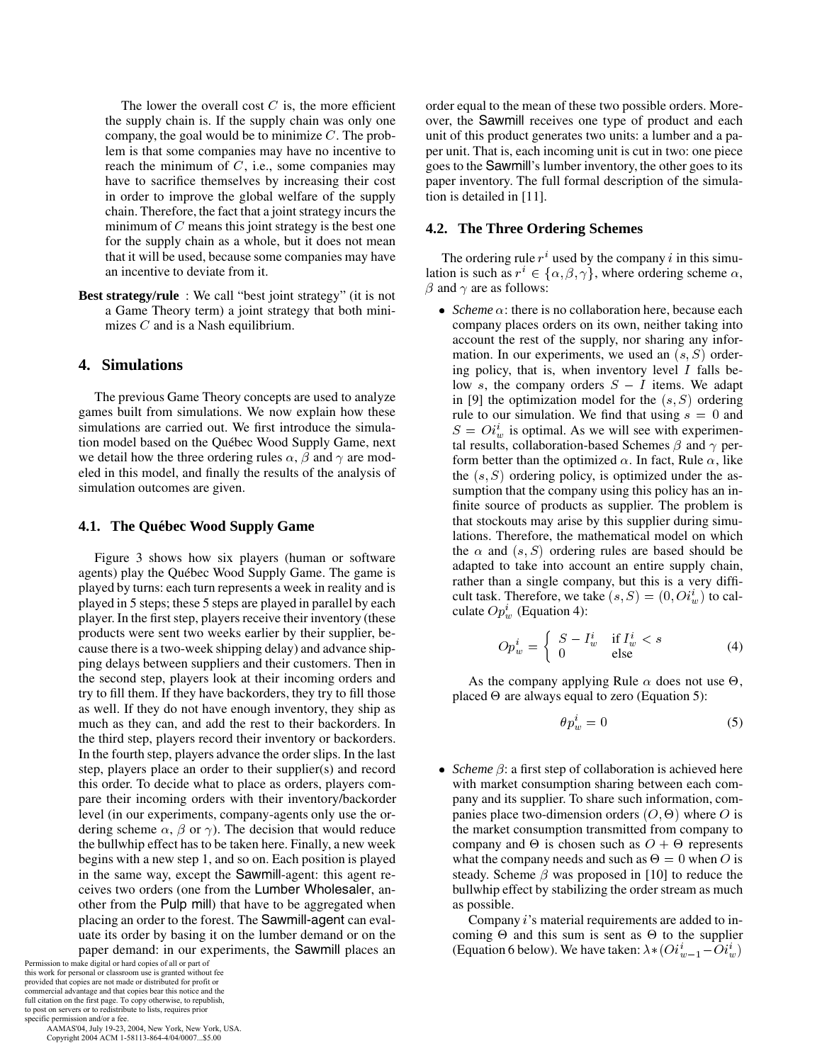The lower the overall cost $C$ is, the more efficient the supply chain is. If the supply chain was only one company, the goal would be to minimize $C$. The problem is that some companies may have no incentive to reach the minimum of $C$, i.e., some companies may have to sacrifice themselves by increasing their cost in order to improve the global welfare of the supply chain. Therefore, the fact that a joint strategy incurs the minimum of $C$ means this joint strategy is the best one for the supply chain as a whole, but it does not mean that it will be used, because some companies may have an incentive to deviate from it.

**Best strategy/rule** : We call "best joint strategy" (it is not a Game Theory term) a joint strategy that both minimizes $C$ and is a Nash equilibrium.

## 4. Simulations

The previous Game Theory concepts are used to analyze games built from simulations. We now explain how these simulations are carried out. We first introduce the simulation model based on the Québec Wood Supply Game, next we detail how the three ordering rules $\alpha$, $\beta$ and $\gamma$ are modeled in this model, and finally the results of the analysis of simulation outcomes are given.

### 4.1. The Québec Wood Supply Game

Figure 3 shows how six players (human or software agents) play the Québec Wood Supply Game. The game is played by turns: each turn represents a week in reality and is played in 5 steps; these 5 steps are played in parallel by each player. In the first step, players receive their inventory (these products were sent two weeks earlier by their supplier, because there is a two-week shipping delay) and advance shipping delays between suppliers and their customers. Then in the second step, players look at their incoming orders and try to fill them. If they have backorders, they try to fill those as well. If they do not have enough inventory, they ship as much as they can, and add the rest to their backorders. In the third step, players record their inventory or backorders. In the fourth step, players advance the order slips. In the last step, players place an order to their supplier(s) and record this order. To decide what to place as orders, players compare their incoming orders with their inventory/backorder level (in our experiments, company-agents only use the ordering scheme $\alpha$, $\beta$ or $\gamma$). The decision that would reduce the bullwhip effect has to be taken here. Finally, a new week begins with a new step 1, and so on. Each position is played in the same way, except the Sawmill-agent: this agent receives two orders (one from the Lumber Wholesaler, another from the Pulp mill) that have to be aggregated when placing an order to the forest. The Sawmill-agent can evaluate its order by basing it on the lumber demand or on the paper demand: in our experiments, the Sawmill places an order equal to the mean of these two possible orders. Moreover, the Sawmill receives one type of product and each unit of this product generates two units: a lumber and a paper unit. That is, each incoming unit is cut in two: one piece goes to the Sawmill's lumber inventory, the other goes to its paper inventory. The full formal description of the simulation is detailed in [11].

### 4.2. The Three Ordering Schemes

The ordering rule $r^i$ used by the company $i$ in this simulation is such as $r^i \in \{\alpha, \beta, \gamma\}$, where ordering scheme $\alpha$, $\beta$ and $\gamma$ are as follows:

- *Scheme $\alpha$*: there is no collaboration here, because each company places orders on its own, neither taking into account the rest of the supply, nor sharing any information. In our experiments, we used an $(s, S)$ ordering policy, that is, when inventory level $I$ falls below $s$, the company orders $S - I$ items. We adapt in [9] the optimization model for the $(s, S)$ ordering rule to our simulation. We find that using $s = 0$ and $S = Oi^i_w$ is optimal. As we will see with experimental results, collaboration-based Schemes $\beta$ and $\gamma$ perform better than the optimized $\alpha$. In fact, Rule $\alpha$, like the $(s, S)$ ordering policy, is optimized under the assumption that the company using this policy has an infinite source of products as supplier. The problem is that stockouts may arise by this supplier during simulations. Therefore, the mathematical model on which the $\alpha$ and $(s, S)$ ordering rules are based should be adapted to take into account an entire supply chain, rather than a single company, but this is a very difficult task. Therefore, we take $(s, S) = (0, Oi^i_w)$ to calculate $Op^i_w$ (Equation 4):

$$Op^i_w = \begin{cases} S - I^i_w & \text{if } I^i_w < s \\ 0 & \text{else} \end{cases} \tag{4}$$

As the company applying Rule $\alpha$ does not use $\Theta$, placed $\Theta$ are always equal to zero (Equation 5):

$$\theta p^i_w = 0 \tag{5}$$

- *Scheme $\beta$*: a first step of collaboration is achieved here with market consumption sharing between each company and its supplier. To share such information, companies place two-dimension orders $(O, \Theta)$ where $O$ is the market consumption transmitted from company to company and $\Theta$ is chosen such as $O + \Theta$ represents what the company needs and such as $\Theta = 0$ when $O$ is steady. Scheme $\beta$ was proposed in [10] to reduce the bullwhip effect by stabilizing the order stream as much as possible.

  Company $i$'s material requirements are added to incoming $\Theta$ and this sum is sent as $\Theta$ to the supplier (Equation 6 below). We have taken: $\lambda * (Oi^i_{w-1} - Oi^i_w)$

Permission to make digital or hard copies of all or part of this work for personal or classroom use is granted without fee provided that copies are not made or distributed for profit or commercial advantage and that copies bear this notice and the full citation on the first page. To copy otherwise, to republish, to post on servers or to redistribute to lists, requires prior specific permission and/or a fee.
AAMAS'04, July 19-23, 2004, New York, New York, USA.
Copyright 2004 ACM 1-58113-864-4/04/0007...$5.00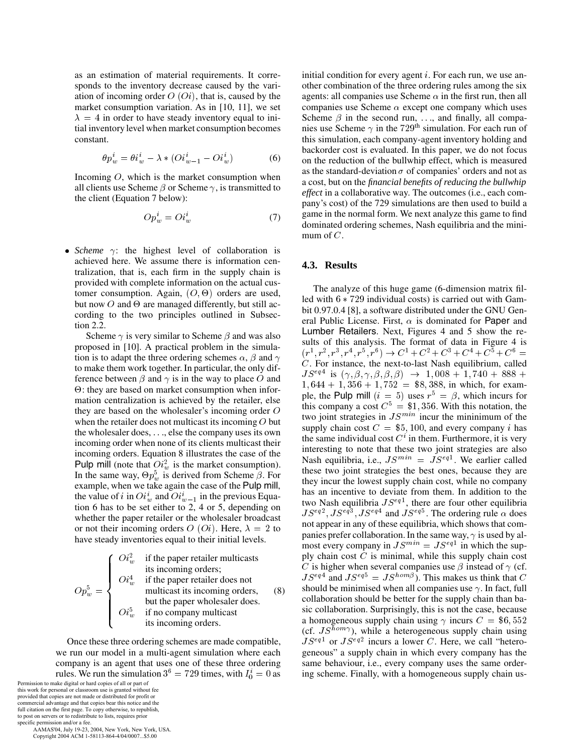as an estimation of material requirements. It corresponds to the inventory decrease caused by the variation of incoming order $O$ ($Oi$), that is, caused by the market consumption variation. As in [10, 11], we set $\lambda = 4$ in order to have steady inventory equal to initial inventory level when market consumption becomes constant.

$$\theta p_w^i = \theta i_w^i - \lambda * (Oi_{w-1}^i - Oi_w^i) \tag{6}$$

Incoming $O$, which is the market consumption when all clients use Scheme $\beta$ or Scheme $\gamma$, is transmitted to the client (Equation 7 below):

$$Op_w^i = Oi_w^i \tag{7}$$

- *Scheme* $\gamma$: the highest level of collaboration is achieved here. We assume there is information centralization, that is, each firm in the supply chain is provided with complete information on the actual customer consumption. Again, $(O, \Theta)$ orders are used, but now $O$ and $\Theta$ are managed differently, but still according to the two principles outlined in Subsection 2.2.

  Scheme $\gamma$ is very similar to Scheme $\beta$ and was also proposed in [10]. A practical problem in the simulation is to adapt the three ordering schemes $\alpha$, $\beta$ and $\gamma$ to make them work together. In particular, the only difference between $\beta$ and $\gamma$ is in the way to place $O$ and $\Theta$: they are based on market consumption when information centralization is achieved by the retailer, else they are based on the wholesaler's incoming order $O$ when the retailer does not multicast its incoming $O$ but the wholesaler does, ..., else the company uses its own incoming order when none of its clients multicast their incoming orders. Equation 8 illustrates the case of the Pulp mill (note that $Oi_w^2$ is the market consumption). In the same way, $\Theta p_w^5$ is derived from Scheme $\beta$. For example, when we take again the case of the Pulp mill, the value of $i$ in $Oi_w^i$ and $Oi_{w-1}^i$ in the previous Equation 6 has to be set either to 2, 4 or 5, depending on whether the paper retailer or the wholesaler broadcast or not their incoming orders $O$ ($Oi$). Here, $\lambda = 2$ to have steady inventories equal to their initial levels.

$$Op_w^5 = \begin{cases} Oi_w^2 & \text{if the paper retailer multicasts its incoming orders;} \\ Oi_w^4 & \text{if the paper retailer does not multicast its incoming orders, but the paper wholesaler does.} \\ Oi_w^5 & \text{if no company multicast its incoming orders.} \end{cases} \tag{8}$$

Once these three ordering schemes are made compatible, we run our model in a multi-agent simulation where each company is an agent that uses one of these three ordering rules. We run the simulation $3^6 = 729$ times, with $I_0^i = 0$ as initial condition for every agent $i$. For each run, we use another combination of the three ordering rules among the six agents: all companies use Scheme $\alpha$ in the first run, then all companies use Scheme $\alpha$ except one company which uses Scheme $\beta$ in the second run, ..., and finally, all companies use Scheme $\gamma$ in the 729[th] simulation. For each run of this simulation, each company-agent inventory holding and backorder cost is evaluated. In this paper, we do not focus on the reduction of the bullwhip effect, which is measured as the standard-deviation $\sigma$ of companies' orders and not as a cost, but on the *financial benefits of reducing the bullwhip effect* in a collaborative way. The outcomes (i.e., each company's cost) of the 729 simulations are then used to build a game in the normal form. We next analyze this game to find dominated ordering schemes, Nash equilibria and the minimum of $C$.

### 4.3. Results

The analyze of this huge game (6-dimension matrix filled with $6 * 729$ individual costs) is carried out with Gambit 0.97.0.4 [8], a software distributed under the GNU General Public License. First, $\alpha$ is dominated for Paper and Lumber Retailers. Next, Figures 4 and 5 show the results of this analysis. The format of data in Figure 4 is $(r^1, r^2, r^3, r^4, r^5, r^6) \to C^1 + C^2 + C^3 + C^4 + C^5 + C^6 = C$. For instance, the next-to-last Nash equilibrium, called $JS^{eq4}$ is $(\gamma, \beta, \gamma, \beta, \beta, \beta) \to 1,008 + 1,740 + 888 + 1,644 + 1,356 + 1,752 = \$8,388$, in which, for example, the Pulp mill ($i = 5$) uses $r^5 = \beta$, which incurs for this company a cost $C^5 = \$1,356$. With this notation, the two joint strategies in $JS^{min}$ incur the mininimum of the supply chain cost $C = \$5,100$, and every company $i$ has the same individual cost $C^i$ in them. Furthermore, it is very interesting to note that these two joint strategies are also Nash equilibria, i.e., $JS^{min} = JS^{eq1}$. We earlier called these two joint strategies the best ones, because they are they incur the lowest supply chain cost, while no company has an incentive to deviate from them. In addition to the two Nash equilibria $JS^{eq1}$, there are four other equilibria $JS^{eq2}, JS^{eq3}, JS^{eq4}$ and $JS^{eq5}$. The ordering rule $\alpha$ does not appear in any of these equilibria, which shows that companies prefer collaboration. In the same way, $\gamma$ is used by almost every company in $JS^{min} = JS^{eq1}$ in which the supply chain cost $C$ is minimal, while this supply chain cost $C$ is higher when several companies use $\beta$ instead of $\gamma$ (cf. $JS^{eq4}$ and $JS^{eq5} = JS^{hom\beta}$). This makes us think that $C$ should be minimised when all companies use $\gamma$. In fact, full collaboration should be better for the supply chain than basic collaboration. Surprisingly, this is not the case, because a homogeneous supply chain using $\gamma$ incurs $C = \$6,552$ (cf. $JS^{hom\gamma}$), while a heterogeneous supply chain using $JS^{eq1}$ or $JS^{eq2}$ incurs a lower $C$. Here, we call "heterogeneous" a supply chain in which every company has the same behaviour, i.e., every company uses the same ordering scheme. Finally, with a homogeneous supply chain us-

Permission to make digital or hard copies of all or part of this work for personal or classroom use is granted without fee provided that copies are not made or distributed for profit or commercial advantage and that copies bear this notice and the full citation on the first page. To copy otherwise, to republish, to post on servers or to redistribute to lists, requires prior specific permission and/or a fee.
AAMAS'04, July 19-23, 2004, New York, New York, USA.
Copyright 2004 ACM 1-58113-864-4/04/0007...$5.00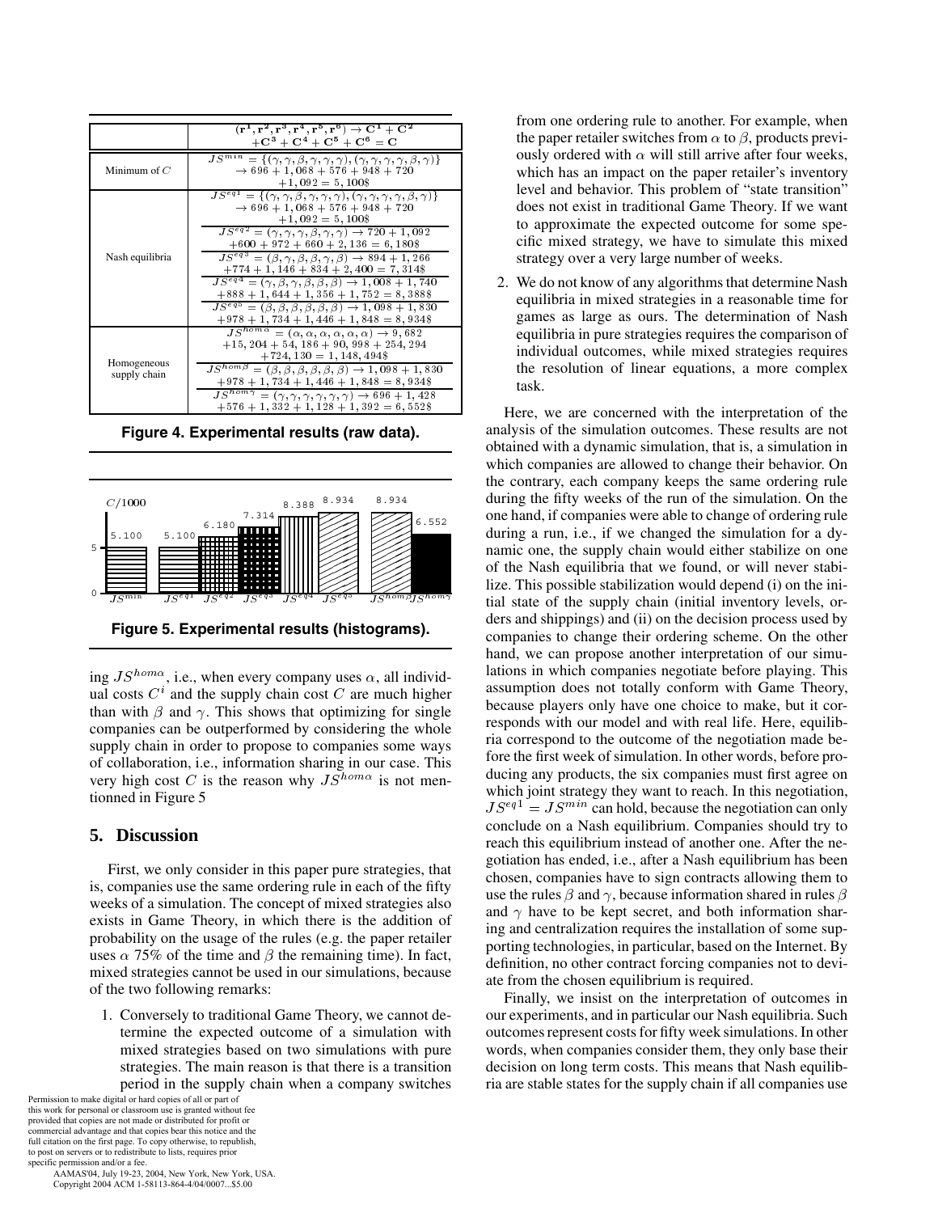| | $(\mathbf{r^1}, \mathbf{r^2}, \mathbf{r^3}, \mathbf{r^4}, \mathbf{r^5}, \mathbf{r^6}) \rightarrow \mathbf{C^1} + \mathbf{C^2} + \mathbf{C^3} + \mathbf{C^4} + \mathbf{C^5} + \mathbf{C^6} = \mathbf{C}$ |
|---|---|
| Minimum of $C$ | $JS^{min} = \{(\gamma, \gamma, \beta, \gamma, \gamma, \gamma), (\gamma, \gamma, \gamma, \gamma, \beta, \gamma)\} \rightarrow 696 + 1,068 + 576 + 948 + 720 + 1,092 = 5,100\$$ |
| Nash equilibria | $JS^{eq1} = \{(\gamma, \gamma, \beta, \gamma, \gamma, \gamma), (\gamma, \gamma, \gamma, \gamma, \beta, \gamma)\} \rightarrow 696 + 1,068 + 576 + 948 + 720 + 1,092 = 5,100\$$ |
| | $JS^{eq2} = (\gamma, \gamma, \gamma, \beta, \gamma, \gamma) \rightarrow 720 + 1,092 + 600 + 972 + 660 + 2,136 = 6,180\$$ |
| | $JS^{eq3} = (\beta, \gamma, \beta, \beta, \gamma, \beta) \rightarrow 894 + 1,266 + 774 + 1,146 + 834 + 2,400 = 7,314\$$ |
| | $JS^{eq4} = (\gamma, \beta, \gamma, \beta, \beta, \beta) \rightarrow 1,008 + 1,740 + 888 + 1,644 + 1,356 + 1,752 = 8,388\$$ |
| | $JS^{eq5} = (\beta, \beta, \beta, \beta, \beta, \beta) \rightarrow 1,098 + 1,830 + 978 + 1,734 + 1,446 + 1,848 = 8,934\$$ |
| Homogeneous supply chain | $JS^{hom\alpha} = (\alpha, \alpha, \alpha, \alpha, \alpha, \alpha) \rightarrow 9,682 + 15,204 + 54,186 + 90,998 + 254,294 + 724,130 = 1,148,494\$$ |
| | $JS^{hom\beta} = (\beta, \beta, \beta, \beta, \beta, \beta) \rightarrow 1,098 + 1,830 + 978 + 1,734 + 1,446 + 1,848 = 8,934\$$ |
| | $JS^{hom\gamma} = (\gamma, \gamma, \gamma, \gamma, \gamma, \gamma) \rightarrow 696 + 1,428 + 576 + 1,332 + 1,128 + 1,392 = 6,552\$$ |

**Figure 4. Experimental results (raw data).**

| | $JS^{min}$ | $JS^{eq1}$ | $JS^{eq2}$ | $JS^{eq3}$ | $JS^{eq4}$ | $JS^{eq5}$ | $JS^{hom\beta}$ | $JS^{hom\gamma}$ |
|---|---|---|---|---|---|---|---|---|
| $C/1000$ | 5.100 | 5.100 | 6.180 | 7.314 | 8.388 | 8.934 | 8.934 | 6.552 |

**Figure 5. Experimental results (histograms).**

ing $JS^{hom\alpha}$, i.e., when every company uses $\alpha$, all individual costs $C^i$ and the supply chain cost $C$ are much higher than with $\beta$ and $\gamma$. This shows that optimizing for single companies can be outperformed by considering the whole supply chain in order to propose to companies some ways of collaboration, i.e., information sharing in our case. This very high cost $C$ is the reason why $JS^{hom\alpha}$ is not mentionned in Figure 5

## 5. Discussion

First, we only consider in this paper pure strategies, that is, companies use the same ordering rule in each of the fifty weeks of a simulation. The concept of mixed strategies also exists in Game Theory, in which there is the addition of probability on the usage of the rules (e.g. the paper retailer uses $\alpha$ 75% of the time and $\beta$ the remaining time). In fact, mixed strategies cannot be used in our simulations, because of the two following remarks:

1. Conversely to traditional Game Theory, we cannot determine the expected outcome of a simulation with mixed strategies based on two simulations with pure strategies. The main reason is that there is a transition period in the supply chain when a company switches from one ordering rule to another. For example, when the paper retailer switches from $\alpha$ to $\beta$, products previously ordered with $\alpha$ will still arrive after four weeks, which has an impact on the paper retailer's inventory level and behavior. This problem of "state transition" does not exist in traditional Game Theory. If we want to approximate the expected outcome for some specific mixed strategy, we have to simulate this mixed strategy over a very large number of weeks.
2. We do not know of any algorithms that determine Nash equilibria in mixed strategies in a reasonable time for games as large as ours. The determination of Nash equilibria in pure strategies requires the comparison of individual outcomes, while mixed strategies requires the resolution of linear equations, a more complex task.

Here, we are concerned with the interpretation of the analysis of the simulation outcomes. These results are not obtained with a dynamic simulation, that is, a simulation in which companies are allowed to change their behavior. On the contrary, each company keeps the same ordering rule during the fifty weeks of the run of the simulation. On the one hand, if companies were able to change of ordering rule during a run, i.e., if we changed the simulation for a dynamic one, the supply chain would either stabilize on one of the Nash equilibria that we found, or will never stabilize. This possible stabilization would depend (i) on the initial state of the supply chain (initial inventory levels, orders and shippings) and (ii) on the decision process used by companies to change their ordering scheme. On the other hand, we can propose another interpretation of our simulations in which companies negotiate before playing. This assumption does not totally conform with Game Theory, because players only have one choice to make, but it corresponds with our model and with real life. Here, equilibria correspond to the outcome of the negotiation made before the first week of simulation. In other words, before producing any products, the six companies must first agree on which joint strategy they want to reach. In this negotiation, $JS^{eq1} = JS^{min}$ can hold, because the negotiation can only conclude on a Nash equilibrium. Companies should try to reach this equilibrium instead of another one. After the negotiation has ended, i.e., after a Nash equilibrium has been chosen, companies have to sign contracts allowing them to use the rules $\beta$ and $\gamma$, because information shared in rules $\beta$ and $\gamma$ have to be kept secret, and both information sharing and centralization requires the installation of some supporting technologies, in particular, based on the Internet. By definition, no other contract forcing companies not to deviate from the chosen equilibrium is required.

Finally, we insist on the interpretation of outcomes in our experiments, and in particular our Nash equilibria. Such outcomes represent costs for fifty week simulations. In other words, when companies consider them, they only base their decision on long term costs. This means that Nash equilibria are stable states for the supply chain if all companies use

Permission to make digital or hard copies of all or part of this work for personal or classroom use is granted without fee provided that copies are not made or distributed for profit or commercial advantage and that copies bear this notice and the full citation on the first page. To copy otherwise, to republish, to post on servers or to redistribute to lists, requires prior specific permission and/or a fee.
AAMAS'04, July 19-23, 2004, New York, New York, USA.
Copyright 2004 ACM 1-58113-864-4/04/0007...$5.00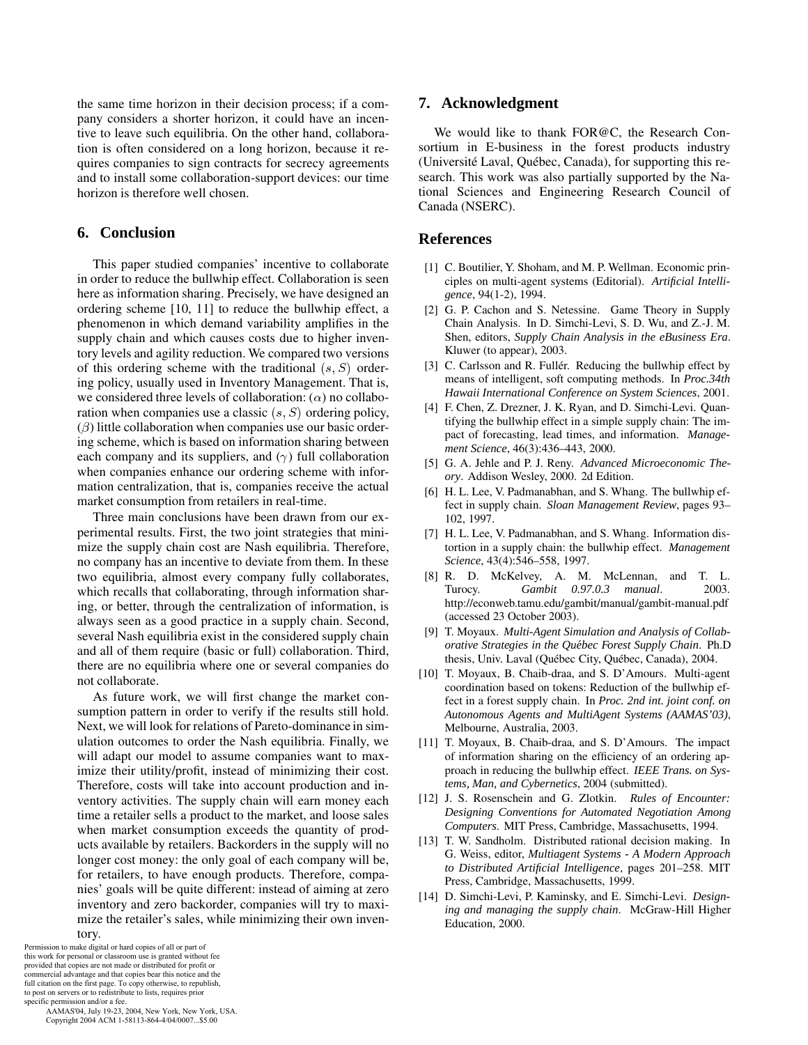the same time horizon in their decision process; if a company considers a shorter horizon, it could have an incentive to leave such equilibria. On the other hand, collaboration is often considered on a long horizon, because it requires companies to sign contracts for secrecy agreements and to install some collaboration-support devices: our time horizon is therefore well chosen.

## 6. Conclusion

This paper studied companies' incentive to collaborate in order to reduce the bullwhip effect. Collaboration is seen here as information sharing. Precisely, we have designed an ordering scheme [10, 11] to reduce the bullwhip effect, a phenomenon in which demand variability amplifies in the supply chain and which causes costs due to higher inventory levels and agility reduction. We compared two versions of this ordering scheme with the traditional $(s, S)$ ordering policy, usually used in Inventory Management. That is, we considered three levels of collaboration: $(\alpha)$ no collaboration when companies use a classic $(s, S)$ ordering policy, $(\beta)$ little collaboration when companies use our basic ordering scheme, which is based on information sharing between each company and its suppliers, and $(\gamma)$ full collaboration when companies enhance our ordering scheme with information centralization, that is, companies receive the actual market consumption from retailers in real-time.

Three main conclusions have been drawn from our experimental results. First, the two joint strategies that minimize the supply chain cost are Nash equilibria. Therefore, no company has an incentive to deviate from them. In these two equilibria, almost every company fully collaborates, which recalls that collaborating, through information sharing, or better, through the centralization of information, is always seen as a good practice in a supply chain. Second, several Nash equilibria exist in the considered supply chain and all of them require (basic or full) collaboration. Third, there are no equilibria where one or several companies do not collaborate.

As future work, we will first change the market consumption pattern in order to verify if the results still hold. Next, we will look for relations of Pareto-dominance in simulation outcomes to order the Nash equilibria. Finally, we will adapt our model to assume companies want to maximize their utility/profit, instead of minimizing their cost. Therefore, costs will take into account production and inventory activities. The supply chain will earn money each time a retailer sells a product to the market, and loose sales when market consumption exceeds the quantity of products available by retailers. Backorders in the supply will no longer cost money: the only goal of each company will be, for retailers, to have enough products. Therefore, companies' goals will be quite different: instead of aiming at zero inventory and zero backorder, companies will try to maximize the retailer's sales, while minimizing their own inventory.

Permission to make digital or hard copies of all or part of this work for personal or classroom use is granted without fee provided that copies are not made or distributed for profit or commercial advantage and that copies bear this notice and the full citation on the first page. To copy otherwise, to republish, to post on servers or to redistribute to lists, requires prior specific permission and/or a fee.
AAMAS'04, July 19-23, 2004, New York, New York, USA.
Copyright 2004 ACM 1-58113-864-4/04/0007...$5.00

## 7. Acknowledgment

We would like to thank FOR@C, the Research Consortium in E-business in the forest products industry (Université Laval, Québec, Canada), for supporting this research. This work was also partially supported by the National Sciences and Engineering Research Council of Canada (NSERC).

## References

[1] C. Boutilier, Y. Shoham, and M. P. Wellman. Economic principles on multi-agent systems (Editorial). *Artificial Intelligence*, 94(1-2), 1994.

[2] G. P. Cachon and S. Netessine. Game Theory in Supply Chain Analysis. In D. Simchi-Levi, S. D. Wu, and Z.-J. M. Shen, editors, *Supply Chain Analysis in the eBusiness Era*. Kluwer (to appear), 2003.

[3] C. Carlsson and R. Fullér. Reducing the bullwhip effect by means of intelligent, soft computing methods. In *Proc.34th Hawaii International Conference on System Sciences*, 2001.

[4] F. Chen, Z. Drezner, J. K. Ryan, and D. Simchi-Levi. Quantifying the bullwhip effect in a simple supply chain: The impact of forecasting, lead times, and information. *Management Science*, 46(3):436–443, 2000.

[5] G. A. Jehle and P. J. Reny. *Advanced Microeconomic Theory*. Addison Wesley, 2000. 2d Edition.

[6] H. L. Lee, V. Padmanabhan, and S. Whang. The bullwhip effect in supply chain. *Sloan Management Review*, pages 93–102, 1997.

[7] H. L. Lee, V. Padmanabhan, and S. Whang. Information distortion in a supply chain: the bullwhip effect. *Management Science*, 43(4):546–558, 1997.

[8] R. D. McKelvey, A. M. McLennan, and T. L. Turocy. *Gambit 0.97.0.3 manual*. 2003. http://econweb.tamu.edu/gambit/manual/gambit-manual.pdf (accessed 23 October 2003).

[9] T. Moyaux. *Multi-Agent Simulation and Analysis of Collaborative Strategies in the Québec Forest Supply Chain*. Ph.D thesis, Univ. Laval (Québec City, Québec, Canada), 2004.

[10] T. Moyaux, B. Chaib-draa, and S. D'Amours. Multi-agent coordination based on tokens: Reduction of the bullwhip effect in a forest supply chain. In *Proc. 2nd int. joint conf. on Autonomous Agents and MultiAgent Systems (AAMAS'03)*, Melbourne, Australia, 2003.

[11] T. Moyaux, B. Chaib-draa, and S. D'Amours. The impact of information sharing on the efficiency of an ordering approach in reducing the bullwhip effect. *IEEE Trans. on Systems, Man, and Cybernetics*, 2004 (submitted).

[12] J. S. Rosenschein and G. Zlotkin. *Rules of Encounter: Designing Conventions for Automated Negotiation Among Computers*. MIT Press, Cambridge, Massachusetts, 1994.

[13] T. W. Sandholm. Distributed rational decision making. In G. Weiss, editor, *Multiagent Systems - A Modern Approach to Distributed Artificial Intelligence*, pages 201–258. MIT Press, Cambridge, Massachusetts, 1999.

[14] D. Simchi-Levi, P. Kaminsky, and E. Simchi-Levi. *Designing and managing the supply chain*. McGraw-Hill Higher Education, 2000.